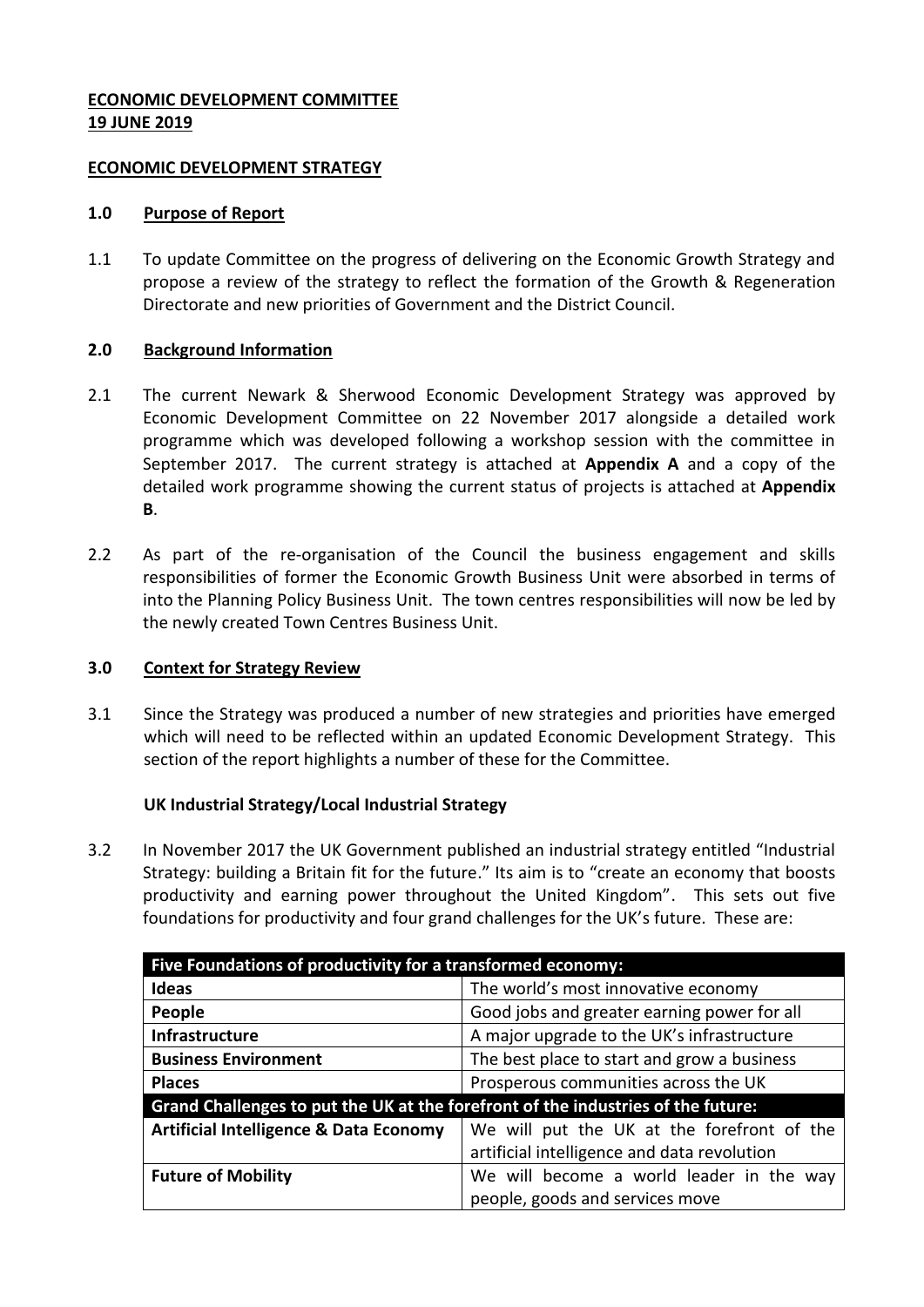**ECONOMIC DEVELOPMENT COMMITTEE**
**19 JUNE 2019**

**ECONOMIC DEVELOPMENT STRATEGY**

## 1.0 Purpose of Report

1.1 To update Committee on the progress of delivering on the Economic Growth Strategy and propose a review of the strategy to reflect the formation of the Growth & Regeneration Directorate and new priorities of Government and the District Council.

## 2.0 Background Information

2.1 The current Newark & Sherwood Economic Development Strategy was approved by Economic Development Committee on 22 November 2017 alongside a detailed work programme which was developed following a workshop session with the committee in September 2017. The current strategy is attached at **Appendix A** and a copy of the detailed work programme showing the current status of projects is attached at **Appendix B**.

2.2 As part of the re-organisation of the Council the business engagement and skills responsibilities of former the Economic Growth Business Unit were absorbed in terms of into the Planning Policy Business Unit. The town centres responsibilities will now be led by the newly created Town Centres Business Unit.

## 3.0 Context for Strategy Review

3.1 Since the Strategy was produced a number of new strategies and priorities have emerged which will need to be reflected within an updated Economic Development Strategy. This section of the report highlights a number of these for the Committee.

**UK Industrial Strategy/Local Industrial Strategy**

3.2 In November 2017 the UK Government published an industrial strategy entitled "Industrial Strategy: building a Britain fit for the future." Its aim is to "create an economy that boosts productivity and earning power throughout the United Kingdom". This sets out five foundations for productivity and four grand challenges for the UK's future. These are:

| **Five Foundations of productivity for a transformed economy:** | |
|---|---|
| **Ideas** | The world's most innovative economy |
| **People** | Good jobs and greater earning power for all |
| **Infrastructure** | A major upgrade to the UK's infrastructure |
| **Business Environment** | The best place to start and grow a business |
| **Places** | Prosperous communities across the UK |
| **Grand Challenges to put the UK at the forefront of the industries of the future:** | |
| **Artificial Intelligence & Data Economy** | We will put the UK at the forefront of the artificial intelligence and data revolution |
| **Future of Mobility** | We will become a world leader in the way people, goods and services move |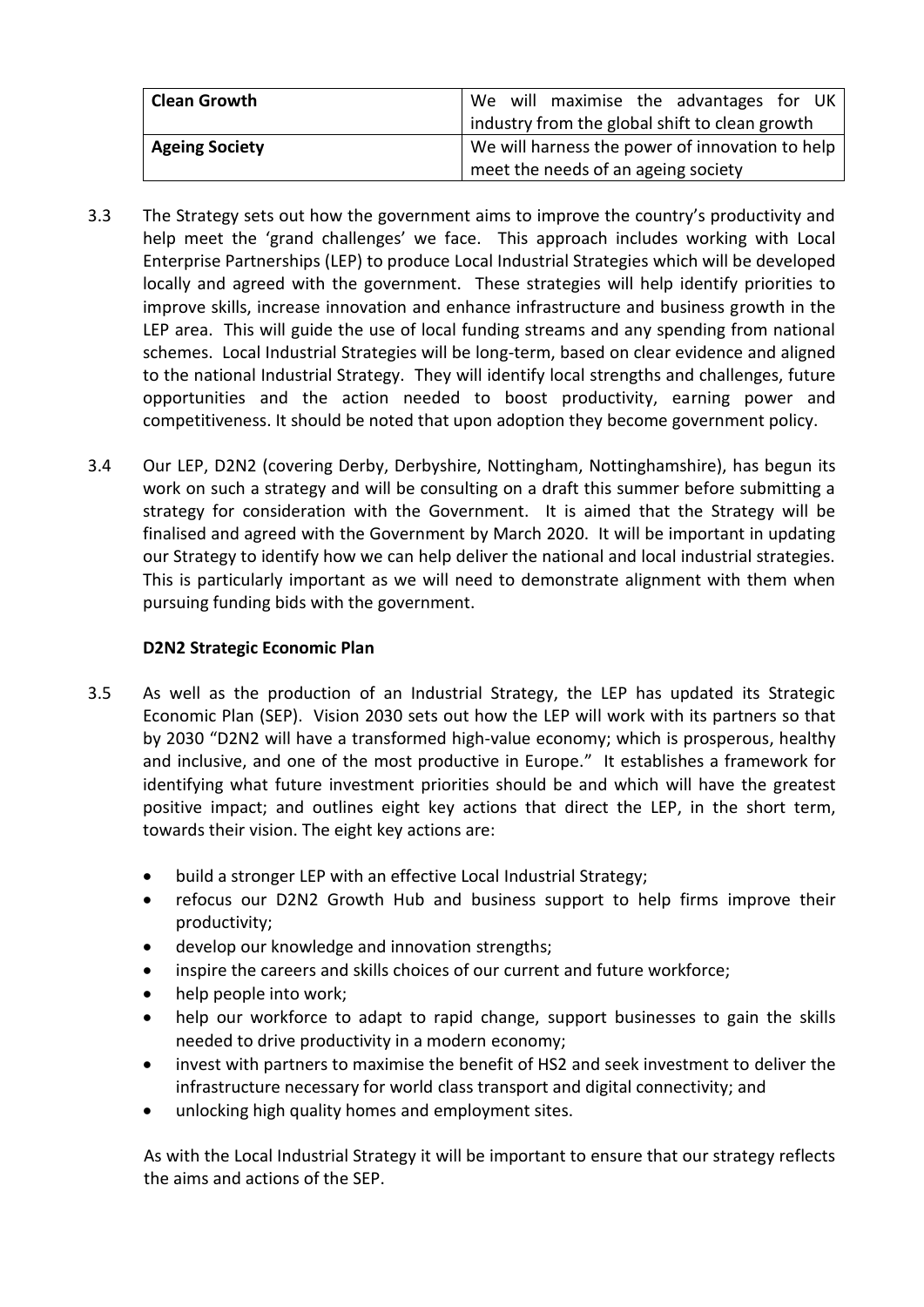| Clean Growth | We will maximise the advantages for UK industry from the global shift to clean growth |
| --- | --- |
| Ageing Society | We will harness the power of innovation to help meet the needs of an ageing society |

3.3 The Strategy sets out how the government aims to improve the country's productivity and help meet the 'grand challenges' we face. This approach includes working with Local Enterprise Partnerships (LEP) to produce Local Industrial Strategies which will be developed locally and agreed with the government. These strategies will help identify priorities to improve skills, increase innovation and enhance infrastructure and business growth in the LEP area. This will guide the use of local funding streams and any spending from national schemes. Local Industrial Strategies will be long-term, based on clear evidence and aligned to the national Industrial Strategy. They will identify local strengths and challenges, future opportunities and the action needed to boost productivity, earning power and competitiveness. It should be noted that upon adoption they become government policy.

3.4 Our LEP, D2N2 (covering Derby, Derbyshire, Nottingham, Nottinghamshire), has begun its work on such a strategy and will be consulting on a draft this summer before submitting a strategy for consideration with the Government. It is aimed that the Strategy will be finalised and agreed with the Government by March 2020. It will be important in updating our Strategy to identify how we can help deliver the national and local industrial strategies. This is particularly important as we will need to demonstrate alignment with them when pursuing funding bids with the government.

**D2N2 Strategic Economic Plan**

3.5 As well as the production of an Industrial Strategy, the LEP has updated its Strategic Economic Plan (SEP). Vision 2030 sets out how the LEP will work with its partners so that by 2030 "D2N2 will have a transformed high-value economy; which is prosperous, healthy and inclusive, and one of the most productive in Europe." It establishes a framework for identifying what future investment priorities should be and which will have the greatest positive impact; and outlines eight key actions that direct the LEP, in the short term, towards their vision. The eight key actions are:

- build a stronger LEP with an effective Local Industrial Strategy;
- refocus our D2N2 Growth Hub and business support to help firms improve their productivity;
- develop our knowledge and innovation strengths;
- inspire the careers and skills choices of our current and future workforce;
- help people into work;
- help our workforce to adapt to rapid change, support businesses to gain the skills needed to drive productivity in a modern economy;
- invest with partners to maximise the benefit of HS2 and seek investment to deliver the infrastructure necessary for world class transport and digital connectivity; and
- unlocking high quality homes and employment sites.

As with the Local Industrial Strategy it will be important to ensure that our strategy reflects the aims and actions of the SEP.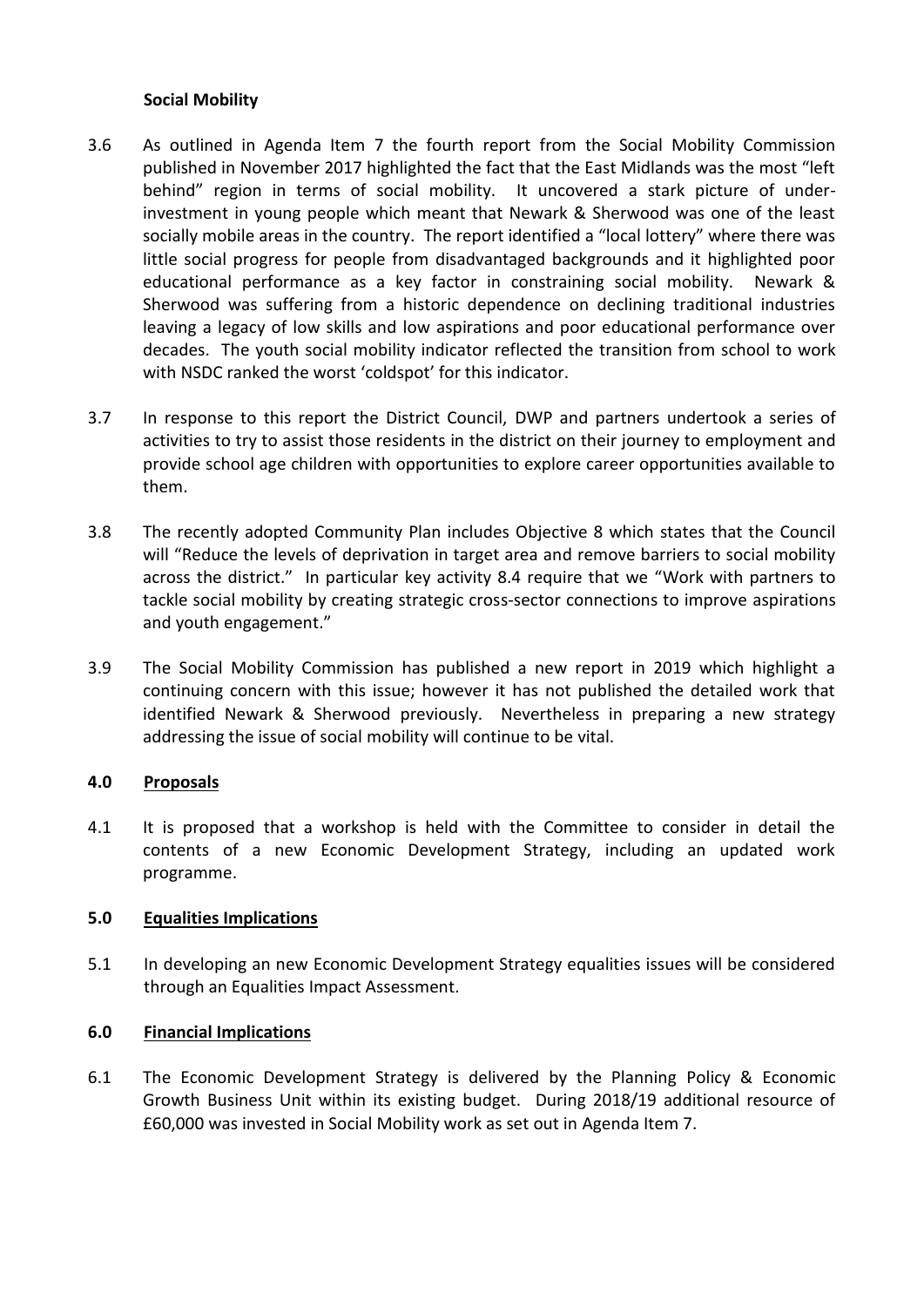**Social Mobility**

3.6 As outlined in Agenda Item 7 the fourth report from the Social Mobility Commission published in November 2017 highlighted the fact that the East Midlands was the most "left behind" region in terms of social mobility. It uncovered a stark picture of under-investment in young people which meant that Newark & Sherwood was one of the least socially mobile areas in the country. The report identified a "local lottery" where there was little social progress for people from disadvantaged backgrounds and it highlighted poor educational performance as a key factor in constraining social mobility. Newark & Sherwood was suffering from a historic dependence on declining traditional industries leaving a legacy of low skills and low aspirations and poor educational performance over decades. The youth social mobility indicator reflected the transition from school to work with NSDC ranked the worst 'coldspot' for this indicator.

3.7 In response to this report the District Council, DWP and partners undertook a series of activities to try to assist those residents in the district on their journey to employment and provide school age children with opportunities to explore career opportunities available to them.

3.8 The recently adopted Community Plan includes Objective 8 which states that the Council will "Reduce the levels of deprivation in target area and remove barriers to social mobility across the district." In particular key activity 8.4 require that we "Work with partners to tackle social mobility by creating strategic cross-sector connections to improve aspirations and youth engagement."

3.9 The Social Mobility Commission has published a new report in 2019 which highlight a continuing concern with this issue; however it has not published the detailed work that identified Newark & Sherwood previously. Nevertheless in preparing a new strategy addressing the issue of social mobility will continue to be vital.

## 4.0 Proposals

4.1 It is proposed that a workshop is held with the Committee to consider in detail the contents of a new Economic Development Strategy, including an updated work programme.

## 5.0 Equalities Implications

5.1 In developing an new Economic Development Strategy equalities issues will be considered through an Equalities Impact Assessment.

## 6.0 Financial Implications

6.1 The Economic Development Strategy is delivered by the Planning Policy & Economic Growth Business Unit within its existing budget. During 2018/19 additional resource of £60,000 was invested in Social Mobility work as set out in Agenda Item 7.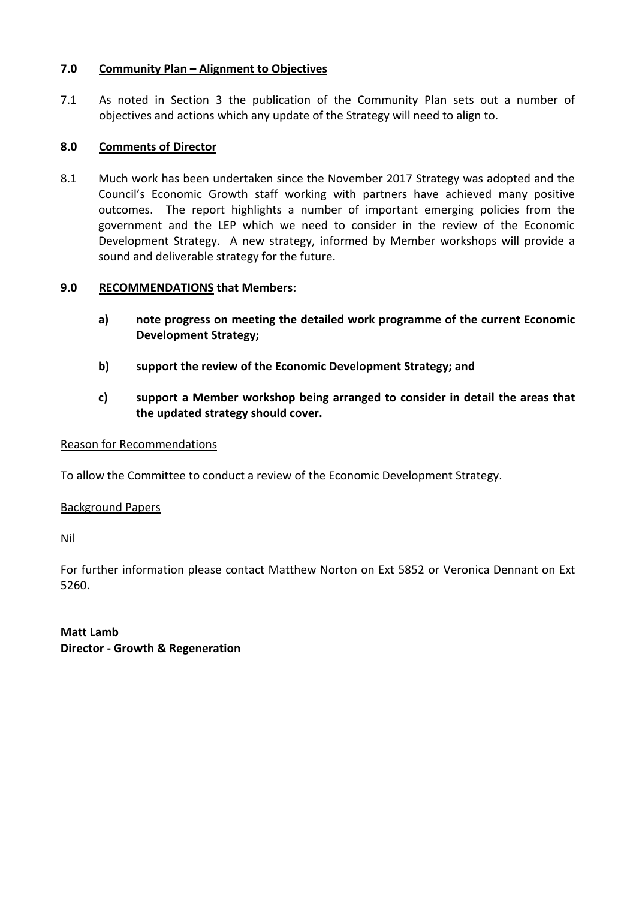## 7.0 Community Plan – Alignment to Objectives

7.1 As noted in Section 3 the publication of the Community Plan sets out a number of objectives and actions which any update of the Strategy will need to align to.

## 8.0 Comments of Director

8.1 Much work has been undertaken since the November 2017 Strategy was adopted and the Council's Economic Growth staff working with partners have achieved many positive outcomes. The report highlights a number of important emerging policies from the government and the LEP which we need to consider in the review of the Economic Development Strategy. A new strategy, informed by Member workshops will provide a sound and deliverable strategy for the future.

## 9.0 RECOMMENDATIONS that Members:

**a) note progress on meeting the detailed work programme of the current Economic Development Strategy;**

**b) support the review of the Economic Development Strategy; and**

**c) support a Member workshop being arranged to consider in detail the areas that the updated strategy should cover.**

Reason for Recommendations

To allow the Committee to conduct a review of the Economic Development Strategy.

Background Papers

Nil

For further information please contact Matthew Norton on Ext 5852 or Veronica Dennant on Ext 5260.

**Matt Lamb**
**Director - Growth & Regeneration**